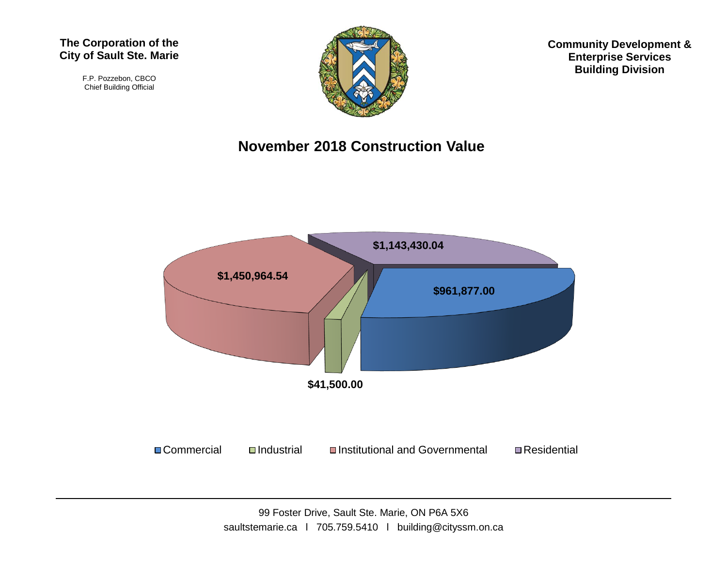**The Corporation of the City of Sault Ste. Marie**

F.P. Pozzebon, CBCO
Chief Building Official

**Community Development & Enterprise Services Building Division**

## November 2018 Construction Value

| Category | Value |
|---|---|
| Commercial | $961,877.00 |
| Industrial | $41,500.00 |
| Institutional and Governmental | $1,450,964.54 |
| Residential | $1,143,430.04 |

99 Foster Drive, Sault Ste. Marie, ON P6A 5X6
saultstemarie.ca l 705.759.5410 l building@cityssm.on.ca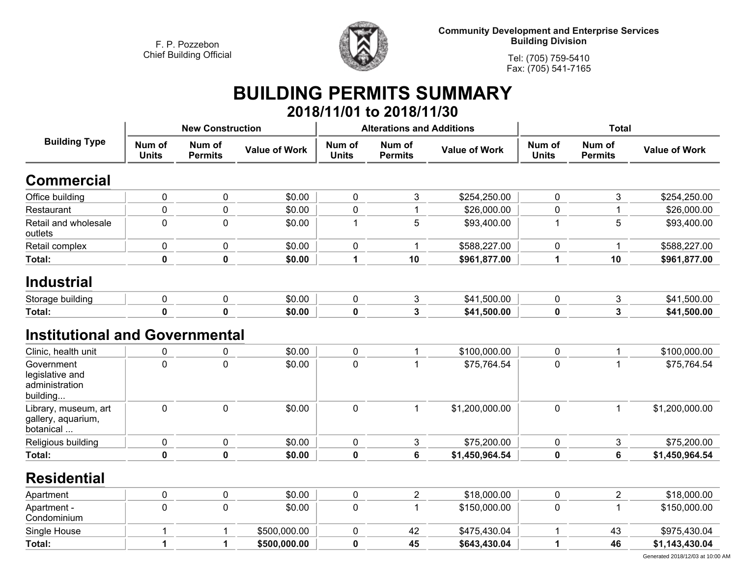F. P. Pozzebon
Chief Building Official

Community Development and Enterprise Services
Building Division

Tel: (705) 759-5410
Fax: (705) 541-7165

# BUILDING PERMITS SUMMARY

## 2018/11/01 to 2018/11/30

| Building Type | New Construction | | | Alterations and Additions | | | Total | | |
|---|---|---|---|---|---|---|---|---|---|
| | Num of Units | Num of Permits | Value of Work | Num of Units | Num of Permits | Value of Work | Num of Units | Num of Permits | Value of Work |
| **Commercial** | | | | | | | | | |
| Office building | 0 | 0 | $0.00 | 0 | 3 | $254,250.00 | 0 | 3 | $254,250.00 |
| Restaurant | 0 | 0 | $0.00 | 0 | 1 | $26,000.00 | 0 | 1 | $26,000.00 |
| Retail and wholesale outlets | 0 | 0 | $0.00 | 1 | 5 | $93,400.00 | 1 | 5 | $93,400.00 |
| Retail complex | 0 | 0 | $0.00 | 0 | 1 | $588,227.00 | 0 | 1 | $588,227.00 |
| **Total:** | **0** | **0** | **$0.00** | **1** | **10** | **$961,877.00** | **1** | **10** | **$961,877.00** |
| **Industrial** | | | | | | | | | |
| Storage building | 0 | 0 | $0.00 | 0 | 3 | $41,500.00 | 0 | 3 | $41,500.00 |
| **Total:** | **0** | **0** | **$0.00** | **0** | **3** | **$41,500.00** | **0** | **3** | **$41,500.00** |
| **Institutional and Governmental** | | | | | | | | | |
| Clinic, health unit | 0 | 0 | $0.00 | 0 | 1 | $100,000.00 | 0 | 1 | $100,000.00 |
| Government legislative and administration building... | 0 | 0 | $0.00 | 0 | 1 | $75,764.54 | 0 | 1 | $75,764.54 |
| Library, museum, art gallery, aquarium, botanical ... | 0 | 0 | $0.00 | 0 | 1 | $1,200,000.00 | 0 | 1 | $1,200,000.00 |
| Religious building | 0 | 0 | $0.00 | 0 | 3 | $75,200.00 | 0 | 3 | $75,200.00 |
| **Total:** | **0** | **0** | **$0.00** | **0** | **6** | **$1,450,964.54** | **0** | **6** | **$1,450,964.54** |
| **Residential** | | | | | | | | | |
| Apartment | 0 | 0 | $0.00 | 0 | 2 | $18,000.00 | 0 | 2 | $18,000.00 |
| Apartment - Condominium | 0 | 0 | $0.00 | 0 | 1 | $150,000.00 | 0 | 1 | $150,000.00 |
| Single House | 1 | 1 | $500,000.00 | 0 | 42 | $475,430.04 | 1 | 43 | $975,430.04 |
| **Total:** | **1** | **1** | **$500,000.00** | **0** | **45** | **$643,430.04** | **1** | **46** | **$1,143,430.04** |

Generated 2018/12/03 at 10:00 AM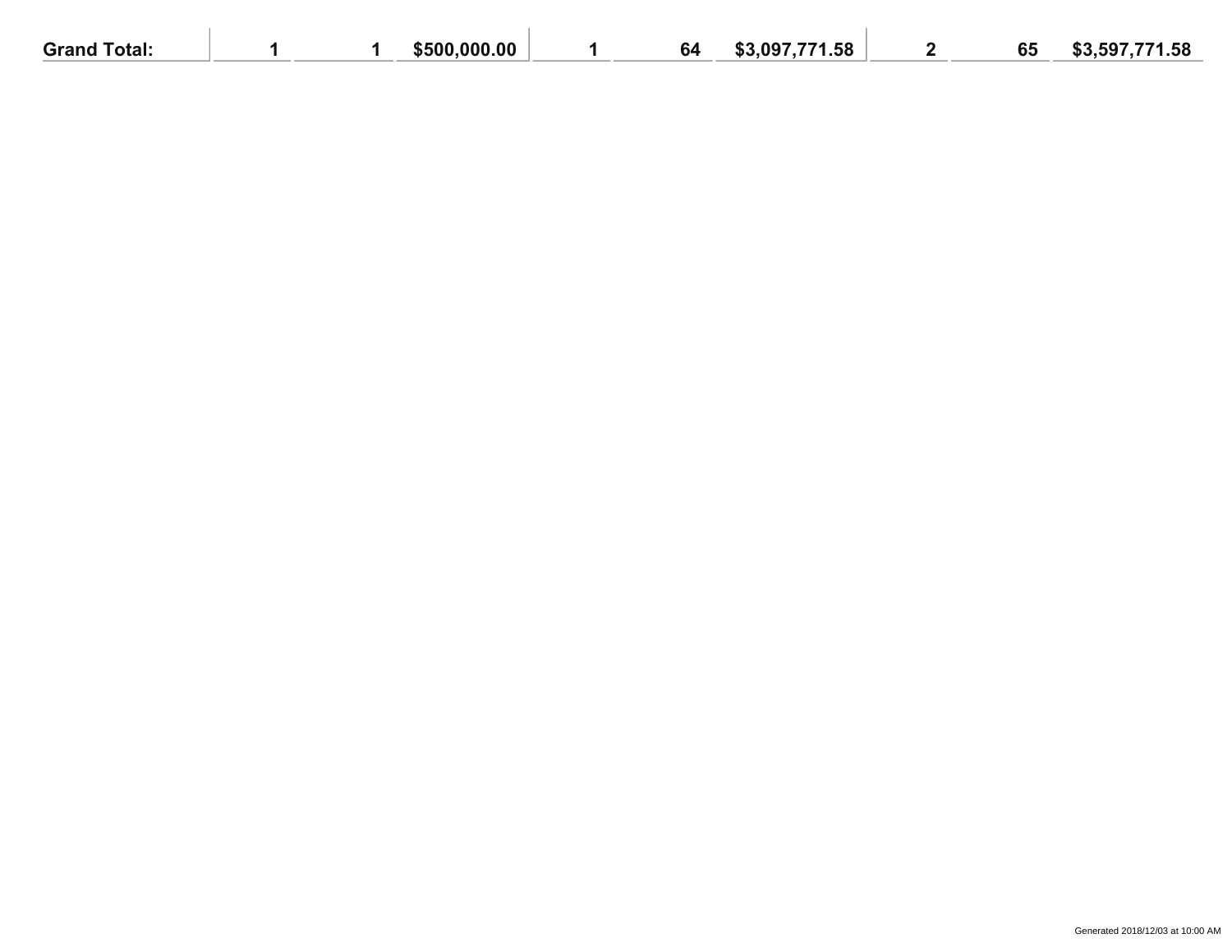| Grand Total: | 1 | 1 | $500,000.00 | 1 | 64 | $3,097,771.58 | 2 | 65 | $3,597,771.58 |
| --- | --- | --- | --- | --- | --- | --- | --- | --- | --- |

Generated 2018/12/03 at 10:00 AM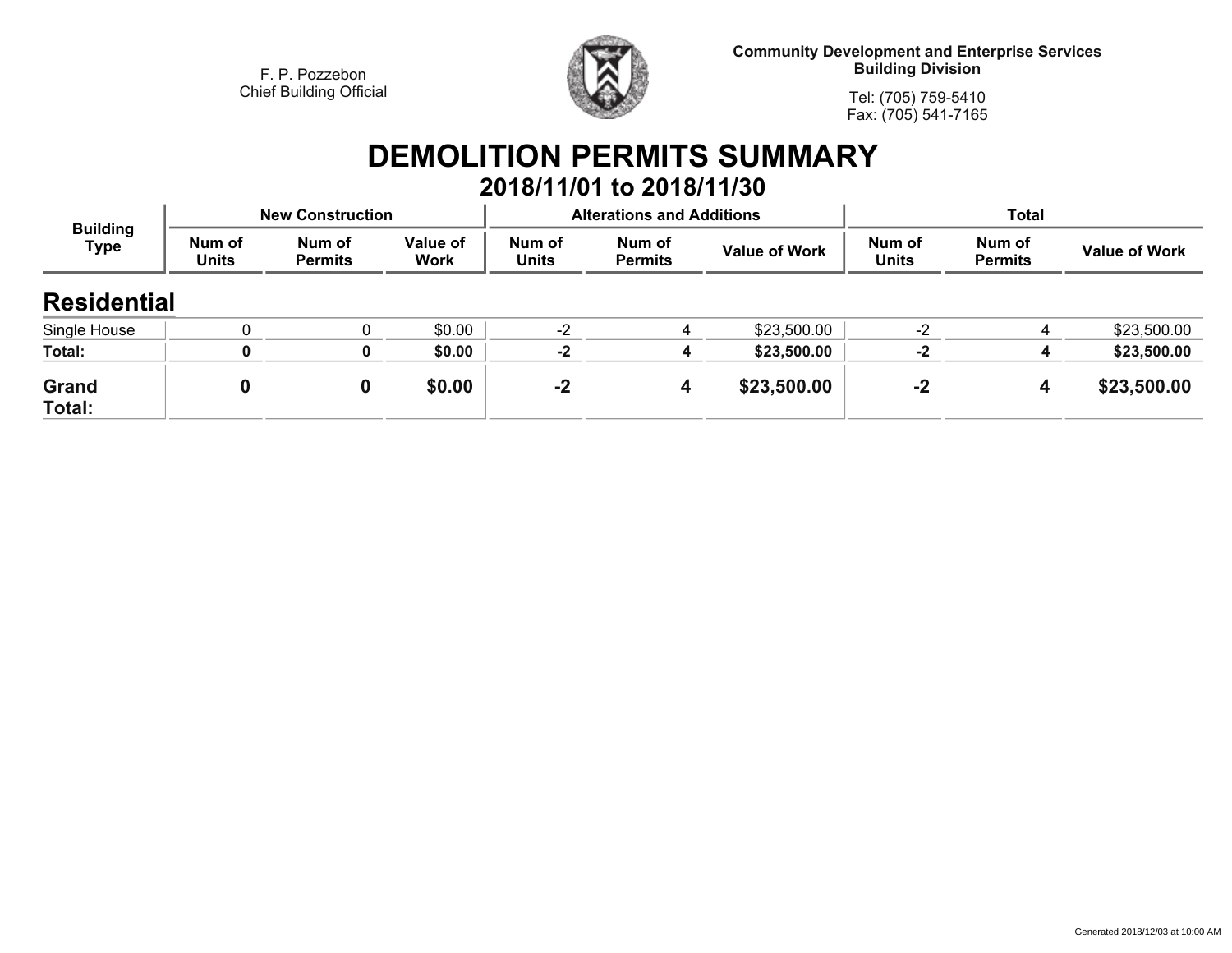F. P. Pozzebon
Chief Building Official

**Community Development and Enterprise Services**
**Building Division**

Tel: (705) 759-5410
Fax: (705) 541-7165

# DEMOLITION PERMITS SUMMARY

## 2018/11/01 to 2018/11/30

| Building Type | New Construction | | | Alterations and Additions | | | Total | | |
|---|---|---|---|---|---|---|---|---|---|
| | Num of Units | Num of Permits | Value of Work | Num of Units | Num of Permits | Value of Work | Num of Units | Num of Permits | Value of Work |
| **Residential** | | | | | | | | | |
| Single House | 0 | 0 | $0.00 | -2 | 4 | $23,500.00 | -2 | 4 | $23,500.00 |
| **Total:** | **0** | **0** | **$0.00** | **-2** | **4** | **$23,500.00** | **-2** | **4** | **$23,500.00** |
| **Grand Total:** | **0** | **0** | **$0.00** | **-2** | **4** | **$23,500.00** | **-2** | **4** | **$23,500.00** |

Generated 2018/12/03 at 10:00 AM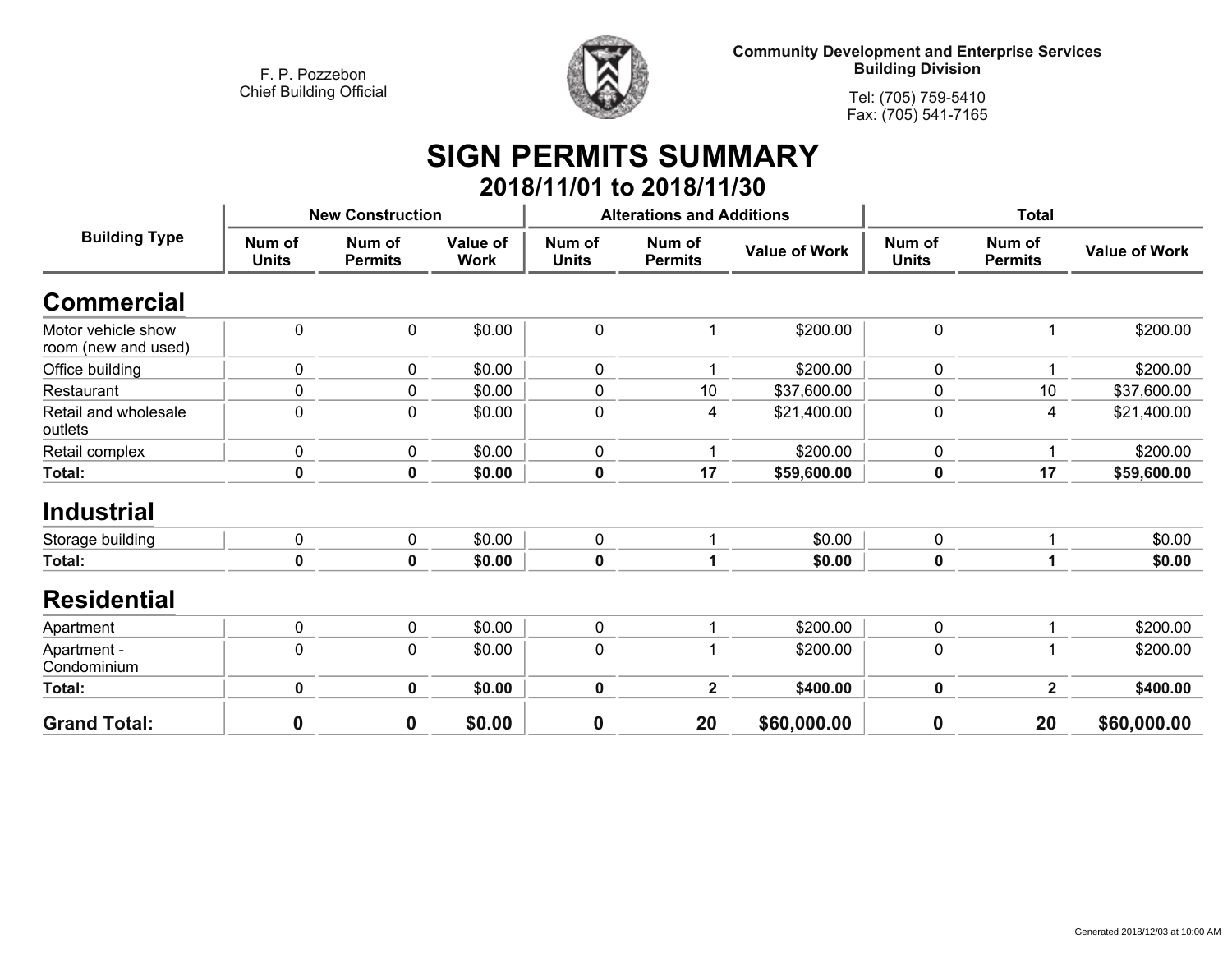F. P. Pozzebon
Chief Building Official

**Community Development and Enterprise Services**
**Building Division**

Tel: (705) 759-5410
Fax: (705) 541-7165

# SIGN PERMITS SUMMARY

## 2018/11/01 to 2018/11/30

| Building Type | New Construction | | | Alterations and Additions | | | Total | | |
|---|---|---|---|---|---|---|---|---|---|
| | Num of Units | Num of Permits | Value of Work | Num of Units | Num of Permits | Value of Work | Num of Units | Num of Permits | Value of Work |
| **Commercial** | | | | | | | | | |
| Motor vehicle show room (new and used) | 0 | 0 | $0.00 | 0 | 1 | $200.00 | 0 | 1 | $200.00 |
| Office building | 0 | 0 | $0.00 | 0 | 1 | $200.00 | 0 | 1 | $200.00 |
| Restaurant | 0 | 0 | $0.00 | 0 | 10 | $37,600.00 | 0 | 10 | $37,600.00 |
| Retail and wholesale outlets | 0 | 0 | $0.00 | 0 | 4 | $21,400.00 | 0 | 4 | $21,400.00 |
| Retail complex | 0 | 0 | $0.00 | 0 | 1 | $200.00 | 0 | 1 | $200.00 |
| **Total:** | **0** | **0** | **$0.00** | **0** | **17** | **$59,600.00** | **0** | **17** | **$59,600.00** |
| **Industrial** | | | | | | | | | |
| Storage building | 0 | 0 | $0.00 | 0 | 1 | $0.00 | 0 | 1 | $0.00 |
| **Total:** | **0** | **0** | **$0.00** | **0** | **1** | **$0.00** | **0** | **1** | **$0.00** |
| **Residential** | | | | | | | | | |
| Apartment | 0 | 0 | $0.00 | 0 | 1 | $200.00 | 0 | 1 | $200.00 |
| Apartment - Condominium | 0 | 0 | $0.00 | 0 | 1 | $200.00 | 0 | 1 | $200.00 |
| **Total:** | **0** | **0** | **$0.00** | **0** | **2** | **$400.00** | **0** | **2** | **$400.00** |
| **Grand Total:** | **0** | **0** | **$0.00** | **0** | **20** | **$60,000.00** | **0** | **20** | **$60,000.00** |

Generated 2018/12/03 at 10:00 AM